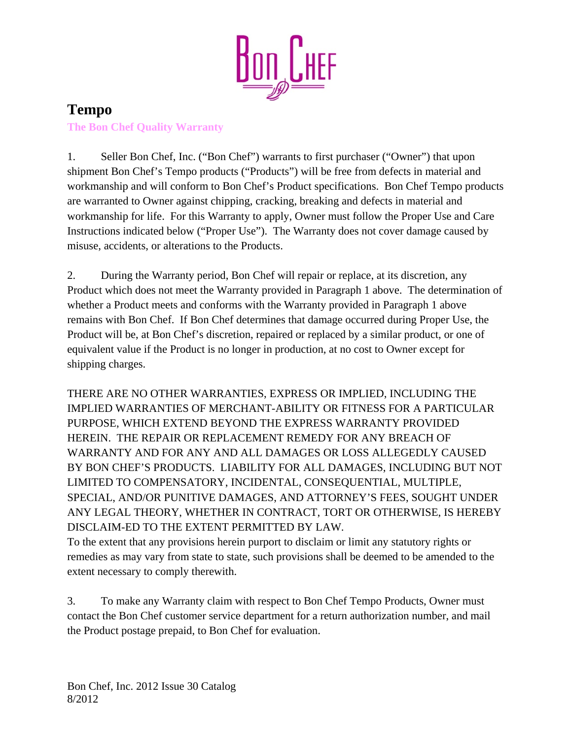# Tempo

**The Bon Chef Quality Warranty**

1. Seller Bon Chef, Inc. ("Bon Chef") warrants to first purchaser ("Owner") that upon shipment Bon Chef's Tempo products ("Products") will be free from defects in material and workmanship and will conform to Bon Chef's Product specifications. Bon Chef Tempo products are warranted to Owner against chipping, cracking, breaking and defects in material and workmanship for life. For this Warranty to apply, Owner must follow the Proper Use and Care Instructions indicated below ("Proper Use"). The Warranty does not cover damage caused by misuse, accidents, or alterations to the Products.

2. During the Warranty period, Bon Chef will repair or replace, at its discretion, any Product which does not meet the Warranty provided in Paragraph 1 above. The determination of whether a Product meets and conforms with the Warranty provided in Paragraph 1 above remains with Bon Chef. If Bon Chef determines that damage occurred during Proper Use, the Product will be, at Bon Chef's discretion, repaired or replaced by a similar product, or one of equivalent value if the Product is no longer in production, at no cost to Owner except for shipping charges.

THERE ARE NO OTHER WARRANTIES, EXPRESS OR IMPLIED, INCLUDING THE IMPLIED WARRANTIES OF MERCHANT-ABILITY OR FITNESS FOR A PARTICULAR PURPOSE, WHICH EXTEND BEYOND THE EXPRESS WARRANTY PROVIDED HEREIN. THE REPAIR OR REPLACEMENT REMEDY FOR ANY BREACH OF WARRANTY AND FOR ANY AND ALL DAMAGES OR LOSS ALLEGEDLY CAUSED BY BON CHEF'S PRODUCTS. LIABILITY FOR ALL DAMAGES, INCLUDING BUT NOT LIMITED TO COMPENSATORY, INCIDENTAL, CONSEQUENTIAL, MULTIPLE, SPECIAL, AND/OR PUNITIVE DAMAGES, AND ATTORNEY'S FEES, SOUGHT UNDER ANY LEGAL THEORY, WHETHER IN CONTRACT, TORT OR OTHERWISE, IS HEREBY DISCLAIM-ED TO THE EXTENT PERMITTED BY LAW.

To the extent that any provisions herein purport to disclaim or limit any statutory rights or remedies as may vary from state to state, such provisions shall be deemed to be amended to the extent necessary to comply therewith.

3. To make any Warranty claim with respect to Bon Chef Tempo Products, Owner must contact the Bon Chef customer service department for a return authorization number, and mail the Product postage prepaid, to Bon Chef for evaluation.

Bon Chef, Inc. 2012 Issue 30 Catalog
8/2012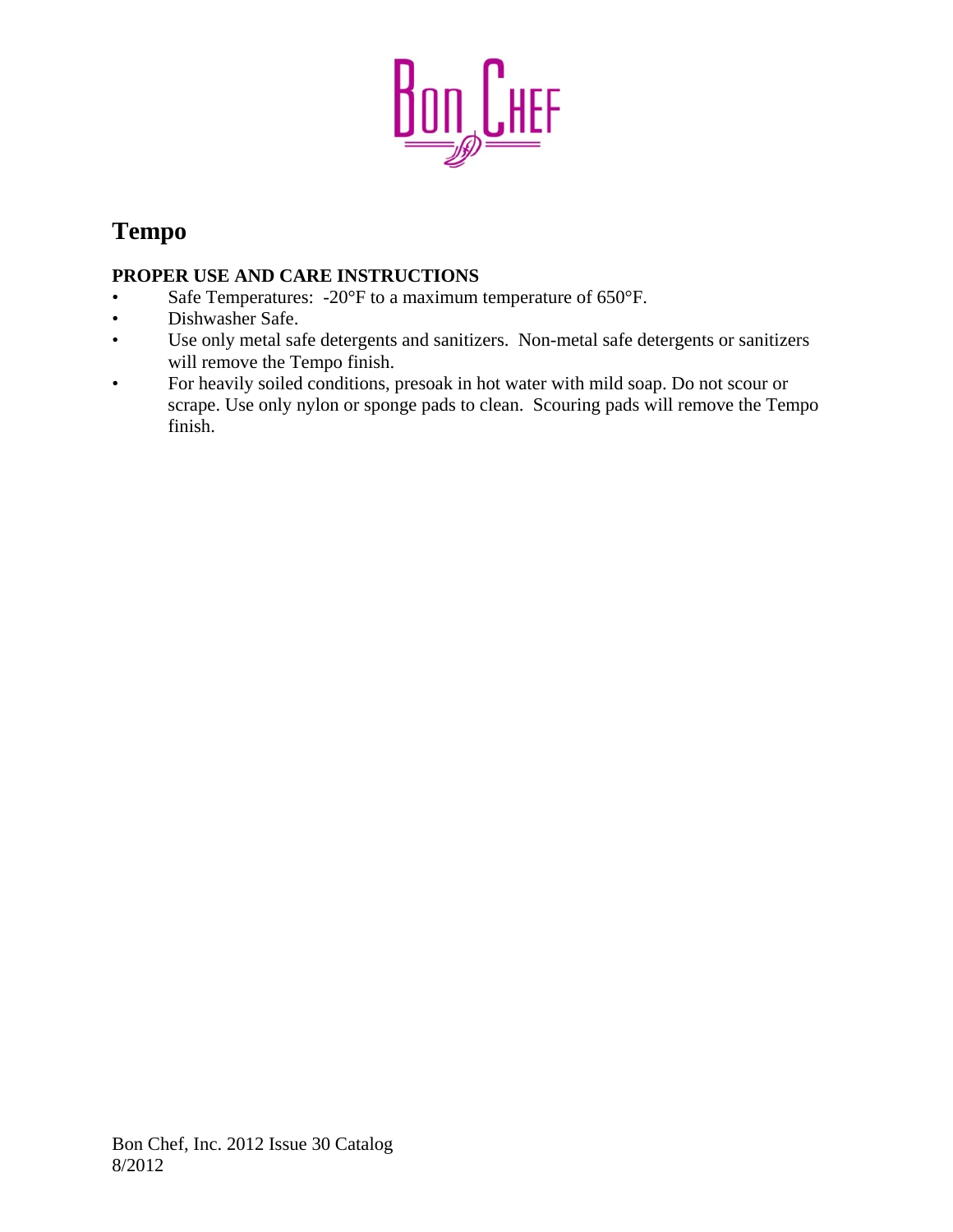Bon Chef

# Tempo

**PROPER USE AND CARE INSTRUCTIONS**

- Safe Temperatures: -20°F to a maximum temperature of 650°F.
- Dishwasher Safe.
- Use only metal safe detergents and sanitizers. Non-metal safe detergents or sanitizers will remove the Tempo finish.
- For heavily soiled conditions, presoak in hot water with mild soap. Do not scour or scrape. Use only nylon or sponge pads to clean. Scouring pads will remove the Tempo finish.

Bon Chef, Inc. 2012 Issue 30 Catalog
8/2012